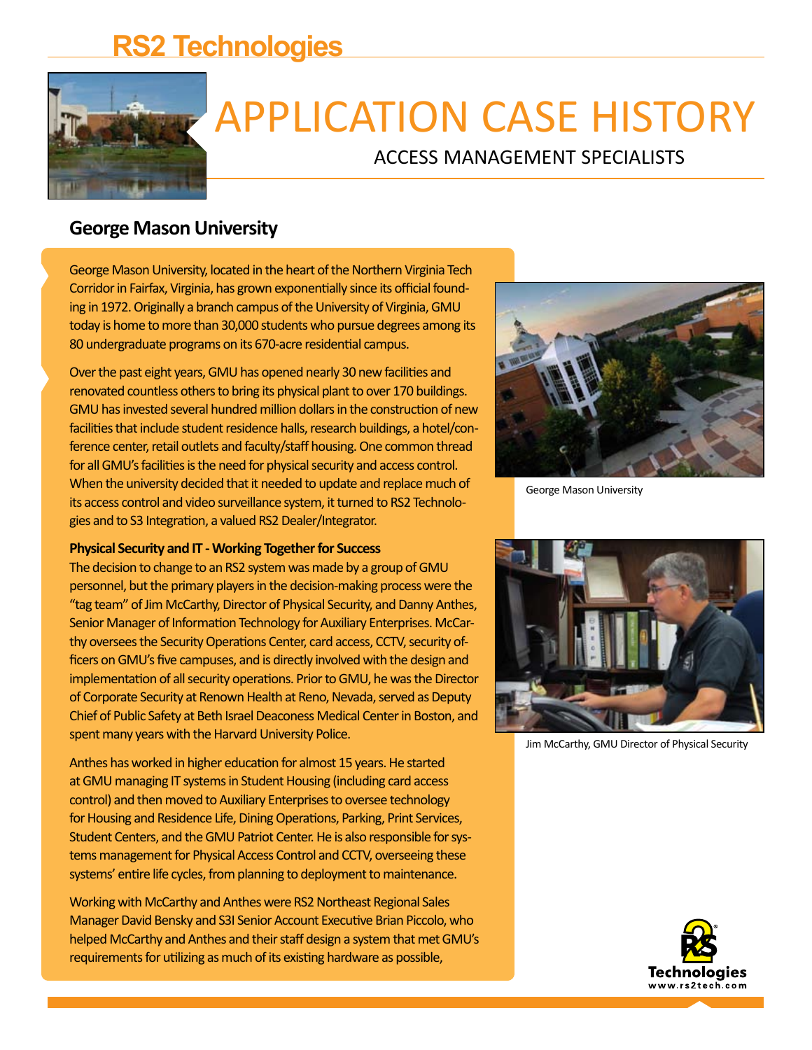# RS2 Technologies

# APPLICATION CASE HISTORY

ACCESS MANAGEMENT SPECIALISTS

## George Mason University

George Mason University, located in the heart of the Northern Virginia Tech Corridor in Fairfax, Virginia, has grown exponentially since its official founding in 1972. Originally a branch campus of the University of Virginia, GMU today is home to more than 30,000 students who pursue degrees among its 80 undergraduate programs on its 670-acre residential campus.

Over the past eight years, GMU has opened nearly 30 new facilities and renovated countless others to bring its physical plant to over 170 buildings. GMU has invested several hundred million dollars in the construction of new facilities that include student residence halls, research buildings, a hotel/conference center, retail outlets and faculty/staff housing. One common thread for all GMU's facilities is the need for physical security and access control. When the university decided that it needed to update and replace much of its access control and video surveillance system, it turned to RS2 Technologies and to S3 Integration, a valued RS2 Dealer/Integrator.

George Mason University

**Physical Security and IT - Working Together for Success**

The decision to change to an RS2 system was made by a group of GMU personnel, but the primary players in the decision-making process were the "tag team" of Jim McCarthy, Director of Physical Security, and Danny Anthes, Senior Manager of Information Technology for Auxiliary Enterprises. McCarthy oversees the Security Operations Center, card access, CCTV, security officers on GMU's five campuses, and is directly involved with the design and implementation of all security operations. Prior to GMU, he was the Director of Corporate Security at Renown Health at Reno, Nevada, served as Deputy Chief of Public Safety at Beth Israel Deaconess Medical Center in Boston, and spent many years with the Harvard University Police.

Jim McCarthy, GMU Director of Physical Security

Anthes has worked in higher education for almost 15 years. He started at GMU managing IT systems in Student Housing (including card access control) and then moved to Auxiliary Enterprises to oversee technology for Housing and Residence Life, Dining Operations, Parking, Print Services, Student Centers, and the GMU Patriot Center. He is also responsible for systems management for Physical Access Control and CCTV, overseeing these systems' entire life cycles, from planning to deployment to maintenance.

Working with McCarthy and Anthes were RS2 Northeast Regional Sales Manager David Bensky and S3I Senior Account Executive Brian Piccolo, who helped McCarthy and Anthes and their staff design a system that met GMU's requirements for utilizing as much of its existing hardware as possible,

Technologies
www.rs2tech.com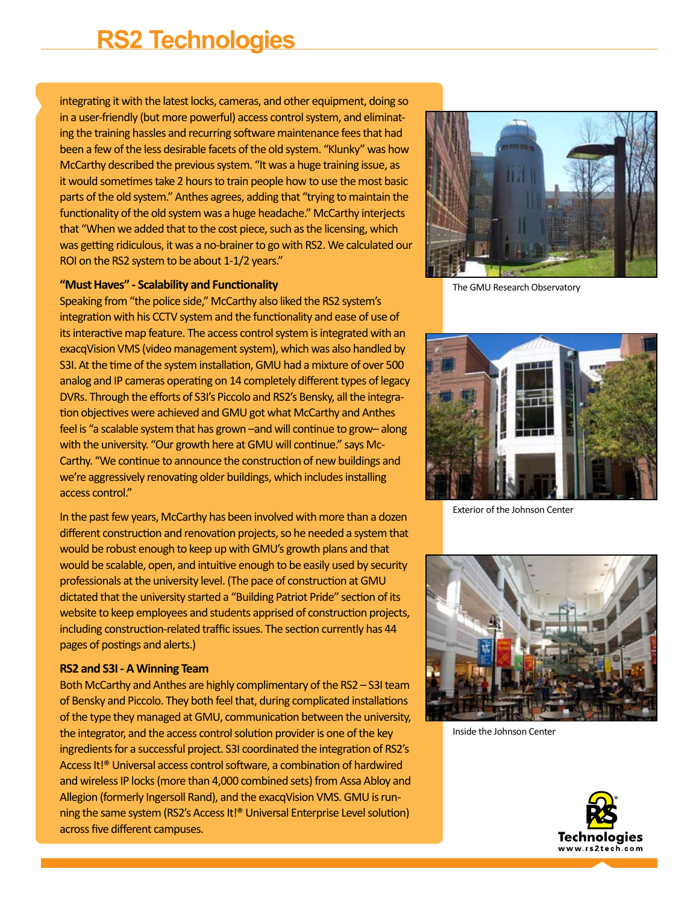integrating it with the latest locks, cameras, and other equipment, doing so in a user-friendly (but more powerful) access control system, and eliminating the training hassles and recurring software maintenance fees that had been a few of the less desirable facets of the old system. "Klunky" was how McCarthy described the previous system. "It was a huge training issue, as it would sometimes take 2 hours to train people how to use the most basic parts of the old system." Anthes agrees, adding that "trying to maintain the functionality of the old system was a huge headache." McCarthy interjects that "When we added that to the cost piece, such as the licensing, which was getting ridiculous, it was a no-brainer to go with RS2. We calculated our ROI on the RS2 system to be about 1-1/2 years."

### "Must Haves" - Scalability and Functionality

Speaking from "the police side," McCarthy also liked the RS2 system's integration with his CCTV system and the functionality and ease of use of its interactive map feature. The access control system is integrated with an exacqVision VMS (video management system), which was also handled by S3I. At the time of the system installation, GMU had a mixture of over 500 analog and IP cameras operating on 14 completely different types of legacy DVRs. Through the efforts of S3I's Piccolo and RS2's Bensky, all the integration objectives were achieved and GMU got what McCarthy and Anthes feel is "a scalable system that has grown –and will continue to grow– along with the university. "Our growth here at GMU will continue." says McCarthy. "We continue to announce the construction of new buildings and we're aggressively renovating older buildings, which includes installing access control."

In the past few years, McCarthy has been involved with more than a dozen different construction and renovation projects, so he needed a system that would be robust enough to keep up with GMU's growth plans and that would be scalable, open, and intuitive enough to be easily used by security professionals at the university level. (The pace of construction at GMU dictated that the university started a "Building Patriot Pride" section of its website to keep employees and students apprised of construction projects, including construction-related traffic issues. The section currently has 44 pages of postings and alerts.)

### RS2 and S3I - A Winning Team

Both McCarthy and Anthes are highly complimentary of the RS2 – S3I team of Bensky and Piccolo. They both feel that, during complicated installations of the type they managed at GMU, communication between the university, the integrator, and the access control solution provider is one of the key ingredients for a successful project. S3I coordinated the integration of RS2's Access It!® Universal access control software, a combination of hardwired and wireless IP locks (more than 4,000 combined sets) from Assa Abloy and Allegion (formerly Ingersoll Rand), and the exacqVision VMS. GMU is running the same system (RS2's Access It!® Universal Enterprise Level solution) across five different campuses.

The GMU Research Observatory

Exterior of the Johnson Center

Inside the Johnson Center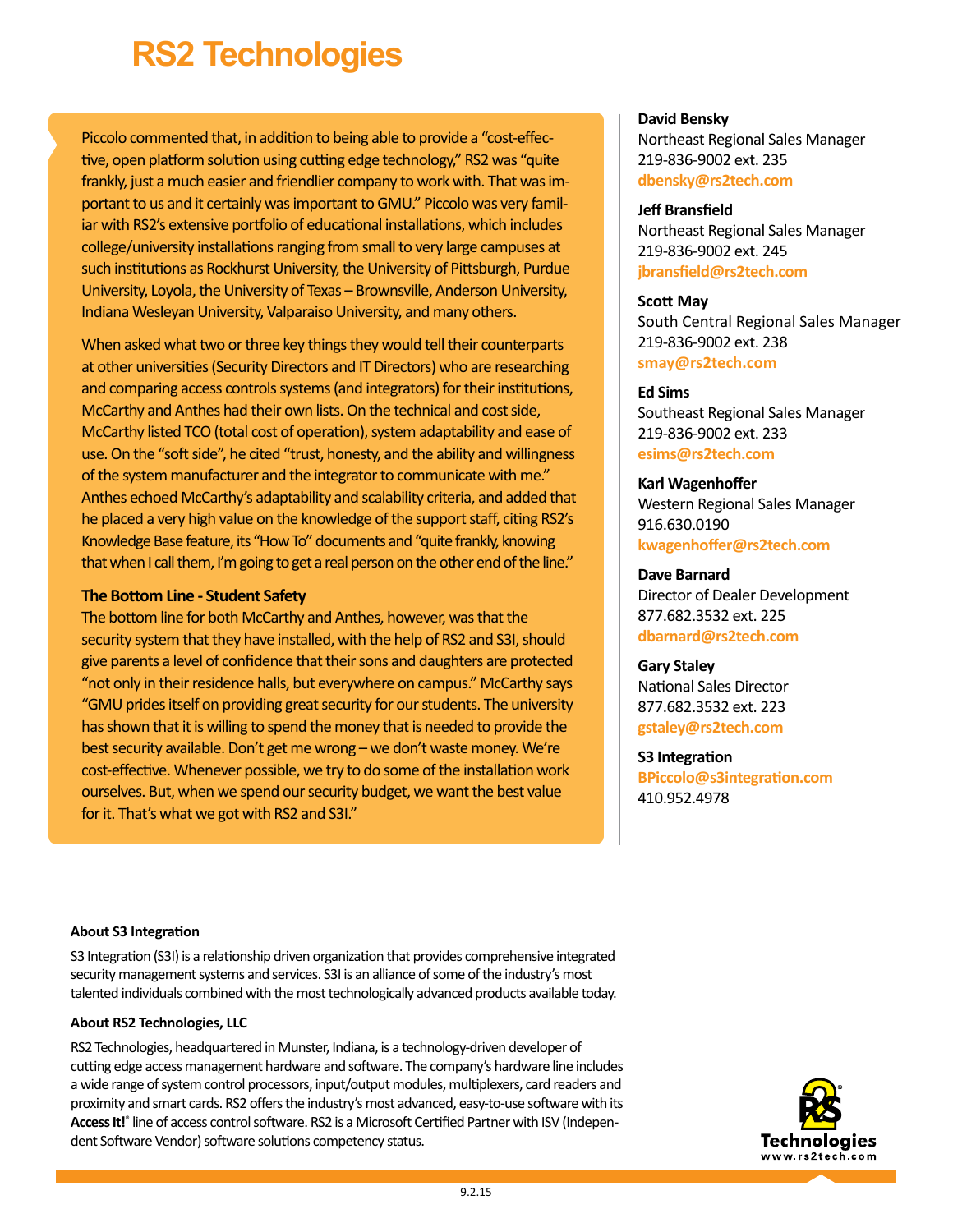Piccolo commented that, in addition to being able to provide a "cost-effective, open platform solution using cutting edge technology," RS2 was "quite frankly, just a much easier and friendlier company to work with. That was important to us and it certainly was important to GMU." Piccolo was very familiar with RS2's extensive portfolio of educational installations, which includes college/university installations ranging from small to very large campuses at such institutions as Rockhurst University, the University of Pittsburgh, Purdue University, Loyola, the University of Texas – Brownsville, Anderson University, Indiana Wesleyan University, Valparaiso University, and many others.

When asked what two or three key things they would tell their counterparts at other universities (Security Directors and IT Directors) who are researching and comparing access controls systems (and integrators) for their institutions, McCarthy and Anthes had their own lists. On the technical and cost side, McCarthy listed TCO (total cost of operation), system adaptability and ease of use. On the "soft side", he cited "trust, honesty, and the ability and willingness of the system manufacturer and the integrator to communicate with me." Anthes echoed McCarthy's adaptability and scalability criteria, and added that he placed a very high value on the knowledge of the support staff, citing RS2's Knowledge Base feature, its "How To" documents and "quite frankly, knowing that when I call them, I'm going to get a real person on the other end of the line."

**The Bottom Line - Student Safety**

The bottom line for both McCarthy and Anthes, however, was that the security system that they have installed, with the help of RS2 and S3I, should give parents a level of confidence that their sons and daughters are protected "not only in their residence halls, but everywhere on campus." McCarthy says "GMU prides itself on providing great security for our students. The university has shown that it is willing to spend the money that is needed to provide the best security available. Don't get me wrong – we don't waste money. We're cost-effective. Whenever possible, we try to do some of the installation work ourselves. But, when we spend our security budget, we want the best value for it. That's what we got with RS2 and S3I."

**David Bensky**
Northeast Regional Sales Manager
219-836-9002 ext. 235
dbensky@rs2tech.com

**Jeff Bransfield**
Northeast Regional Sales Manager
219-836-9002 ext. 245
jbransfield@rs2tech.com

**Scott May**
South Central Regional Sales Manager
219-836-9002 ext. 238
smay@rs2tech.com

**Ed Sims**
Southeast Regional Sales Manager
219-836-9002 ext. 233
esims@rs2tech.com

**Karl Wagenhoffer**
Western Regional Sales Manager
916.630.0190
kwagenhoffer@rs2tech.com

**Dave Barnard**
Director of Dealer Development
877.682.3532 ext. 225
dbarnard@rs2tech.com

**Gary Staley**
National Sales Director
877.682.3532 ext. 223
gstaley@rs2tech.com

**S3 Integration**
BPiccolo@s3integration.com
410.952.4978

**About S3 Integration**

S3 Integration (S3I) is a relationship driven organization that provides comprehensive integrated security management systems and services. S3I is an alliance of some of the industry's most talented individuals combined with the most technologically advanced products available today.

**About RS2 Technologies, LLC**

RS2 Technologies, headquartered in Munster, Indiana, is a technology-driven developer of cutting edge access management hardware and software. The company's hardware line includes a wide range of system control processors, input/output modules, multiplexers, card readers and proximity and smart cards. RS2 offers the industry's most advanced, easy-to-use software with its **Access It!**® line of access control software. RS2 is a Microsoft Certified Partner with ISV (Independent Software Vendor) software solutions competency status.

RS2 Technologies
www.rs2tech.com

9.2.15